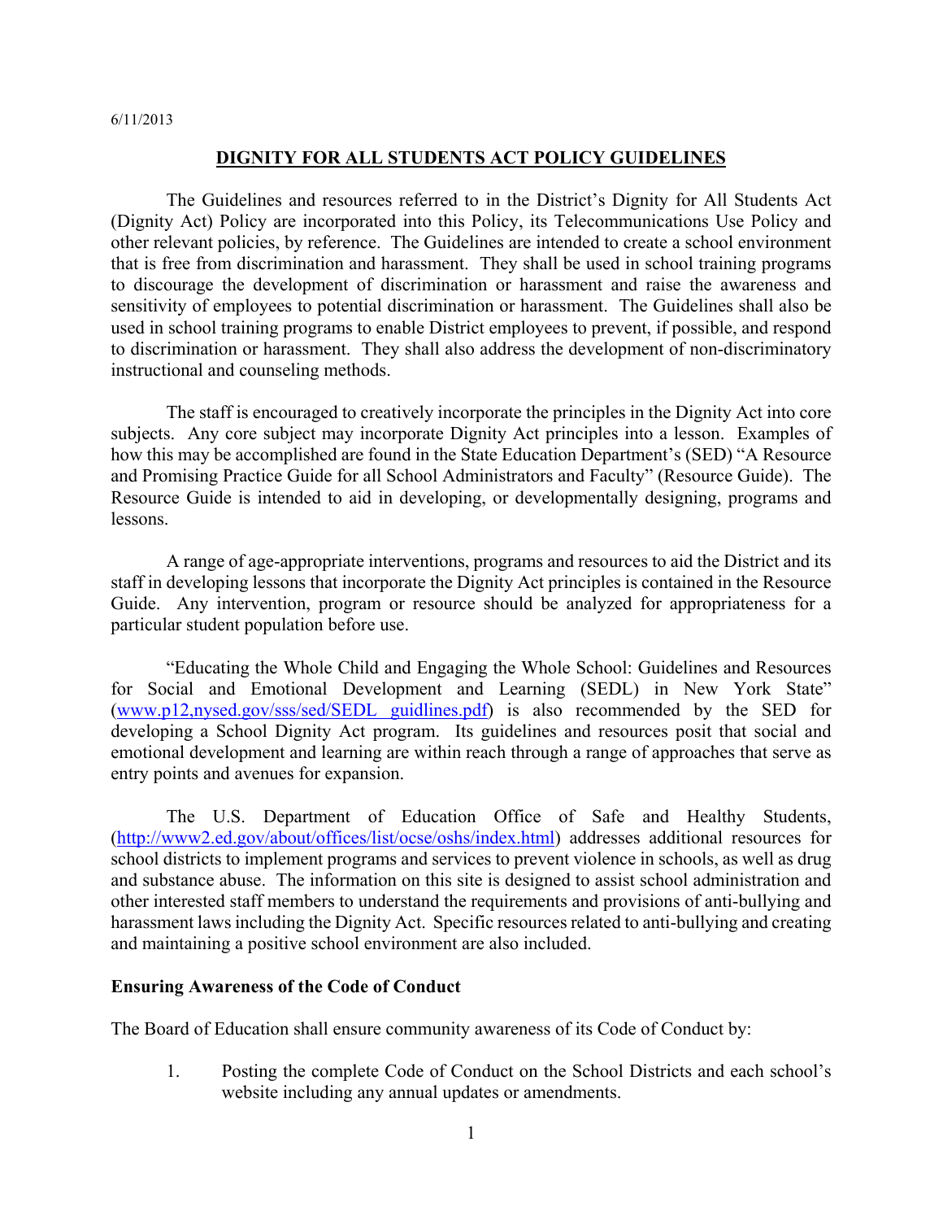6/11/2013

# DIGNITY FOR ALL STUDENTS ACT POLICY GUIDELINES

The Guidelines and resources referred to in the District's Dignity for All Students Act (Dignity Act) Policy are incorporated into this Policy, its Telecommunications Use Policy and other relevant policies, by reference. The Guidelines are intended to create a school environment that is free from discrimination and harassment. They shall be used in school training programs to discourage the development of discrimination or harassment and raise the awareness and sensitivity of employees to potential discrimination or harassment. The Guidelines shall also be used in school training programs to enable District employees to prevent, if possible, and respond to discrimination or harassment. They shall also address the development of non-discriminatory instructional and counseling methods.

The staff is encouraged to creatively incorporate the principles in the Dignity Act into core subjects. Any core subject may incorporate Dignity Act principles into a lesson. Examples of how this may be accomplished are found in the State Education Department's (SED) "A Resource and Promising Practice Guide for all School Administrators and Faculty" (Resource Guide). The Resource Guide is intended to aid in developing, or developmentally designing, programs and lessons.

A range of age-appropriate interventions, programs and resources to aid the District and its staff in developing lessons that incorporate the Dignity Act principles is contained in the Resource Guide. Any intervention, program or resource should be analyzed for appropriateness for a particular student population before use.

"Educating the Whole Child and Engaging the Whole School: Guidelines and Resources for Social and Emotional Development and Learning (SEDL) in New York State" (www.p12,nysed.gov/sss/sed/SEDL_guidlines.pdf) is also recommended by the SED for developing a School Dignity Act program. Its guidelines and resources posit that social and emotional development and learning are within reach through a range of approaches that serve as entry points and avenues for expansion.

The U.S. Department of Education Office of Safe and Healthy Students, (http://www2.ed.gov/about/offices/list/ocse/oshs/index.html) addresses additional resources for school districts to implement programs and services to prevent violence in schools, as well as drug and substance abuse. The information on this site is designed to assist school administration and other interested staff members to understand the requirements and provisions of anti-bullying and harassment laws including the Dignity Act. Specific resources related to anti-bullying and creating and maintaining a positive school environment are also included.

**Ensuring Awareness of the Code of Conduct**

The Board of Education shall ensure community awareness of its Code of Conduct by:

1. Posting the complete Code of Conduct on the School Districts and each school's website including any annual updates or amendments.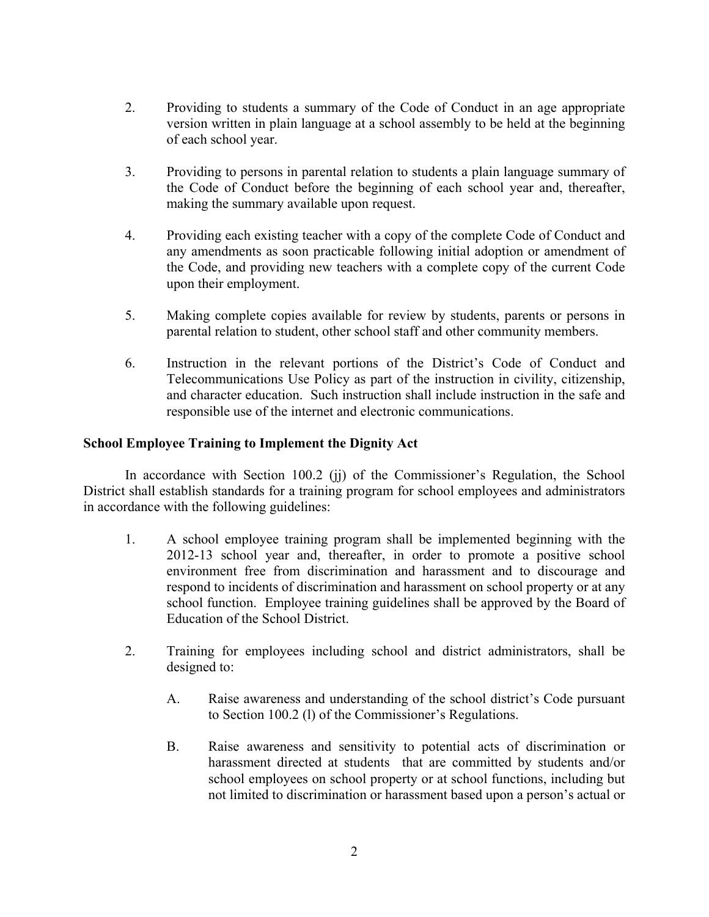2. Providing to students a summary of the Code of Conduct in an age appropriate version written in plain language at a school assembly to be held at the beginning of each school year.

3. Providing to persons in parental relation to students a plain language summary of the Code of Conduct before the beginning of each school year and, thereafter, making the summary available upon request.

4. Providing each existing teacher with a copy of the complete Code of Conduct and any amendments as soon practicable following initial adoption or amendment of the Code, and providing new teachers with a complete copy of the current Code upon their employment.

5. Making complete copies available for review by students, parents or persons in parental relation to student, other school staff and other community members.

6. Instruction in the relevant portions of the District's Code of Conduct and Telecommunications Use Policy as part of the instruction in civility, citizenship, and character education. Such instruction shall include instruction in the safe and responsible use of the internet and electronic communications.

**School Employee Training to Implement the Dignity Act**

In accordance with Section 100.2 (jj) of the Commissioner's Regulation, the School District shall establish standards for a training program for school employees and administrators in accordance with the following guidelines:

1. A school employee training program shall be implemented beginning with the 2012-13 school year and, thereafter, in order to promote a positive school environment free from discrimination and harassment and to discourage and respond to incidents of discrimination and harassment on school property or at any school function. Employee training guidelines shall be approved by the Board of Education of the School District.

2. Training for employees including school and district administrators, shall be designed to:

   A. Raise awareness and understanding of the school district's Code pursuant to Section 100.2 (l) of the Commissioner's Regulations.

   B. Raise awareness and sensitivity to potential acts of discrimination or harassment directed at students that are committed by students and/or school employees on school property or at school functions, including but not limited to discrimination or harassment based upon a person's actual or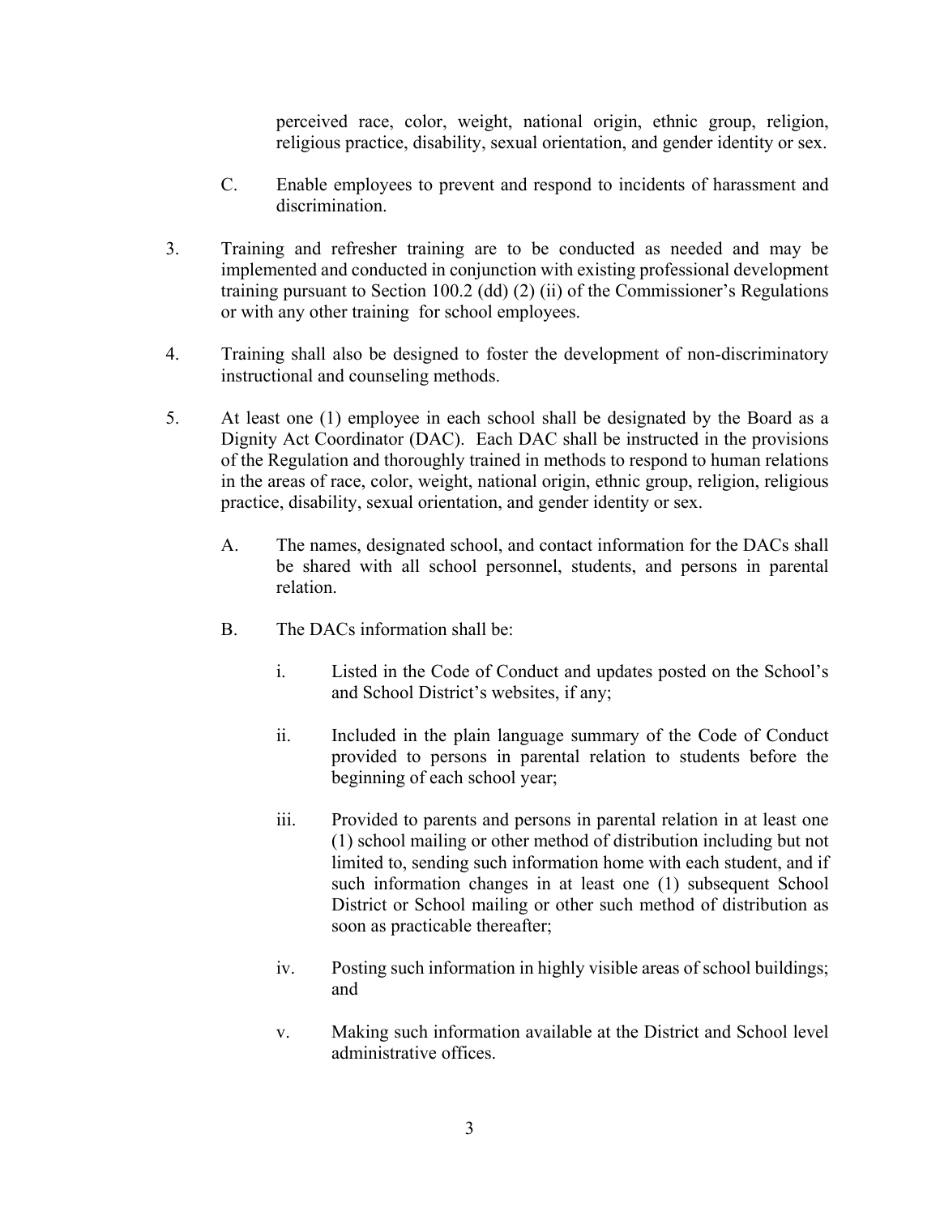perceived race, color, weight, national origin, ethnic group, religion, religious practice, disability, sexual orientation, and gender identity or sex.

C. Enable employees to prevent and respond to incidents of harassment and discrimination.

3. Training and refresher training are to be conducted as needed and may be implemented and conducted in conjunction with existing professional development training pursuant to Section 100.2 (dd) (2) (ii) of the Commissioner's Regulations or with any other training for school employees.

4. Training shall also be designed to foster the development of non-discriminatory instructional and counseling methods.

5. At least one (1) employee in each school shall be designated by the Board as a Dignity Act Coordinator (DAC). Each DAC shall be instructed in the provisions of the Regulation and thoroughly trained in methods to respond to human relations in the areas of race, color, weight, national origin, ethnic group, religion, religious practice, disability, sexual orientation, and gender identity or sex.

   A. The names, designated school, and contact information for the DACs shall be shared with all school personnel, students, and persons in parental relation.

   B. The DACs information shall be:

      i. Listed in the Code of Conduct and updates posted on the School's and School District's websites, if any;

      ii. Included in the plain language summary of the Code of Conduct provided to persons in parental relation to students before the beginning of each school year;

      iii. Provided to parents and persons in parental relation in at least one (1) school mailing or other method of distribution including but not limited to, sending such information home with each student, and if such information changes in at least one (1) subsequent School District or School mailing or other such method of distribution as soon as practicable thereafter;

      iv. Posting such information in highly visible areas of school buildings; and

      v. Making such information available at the District and School level administrative offices.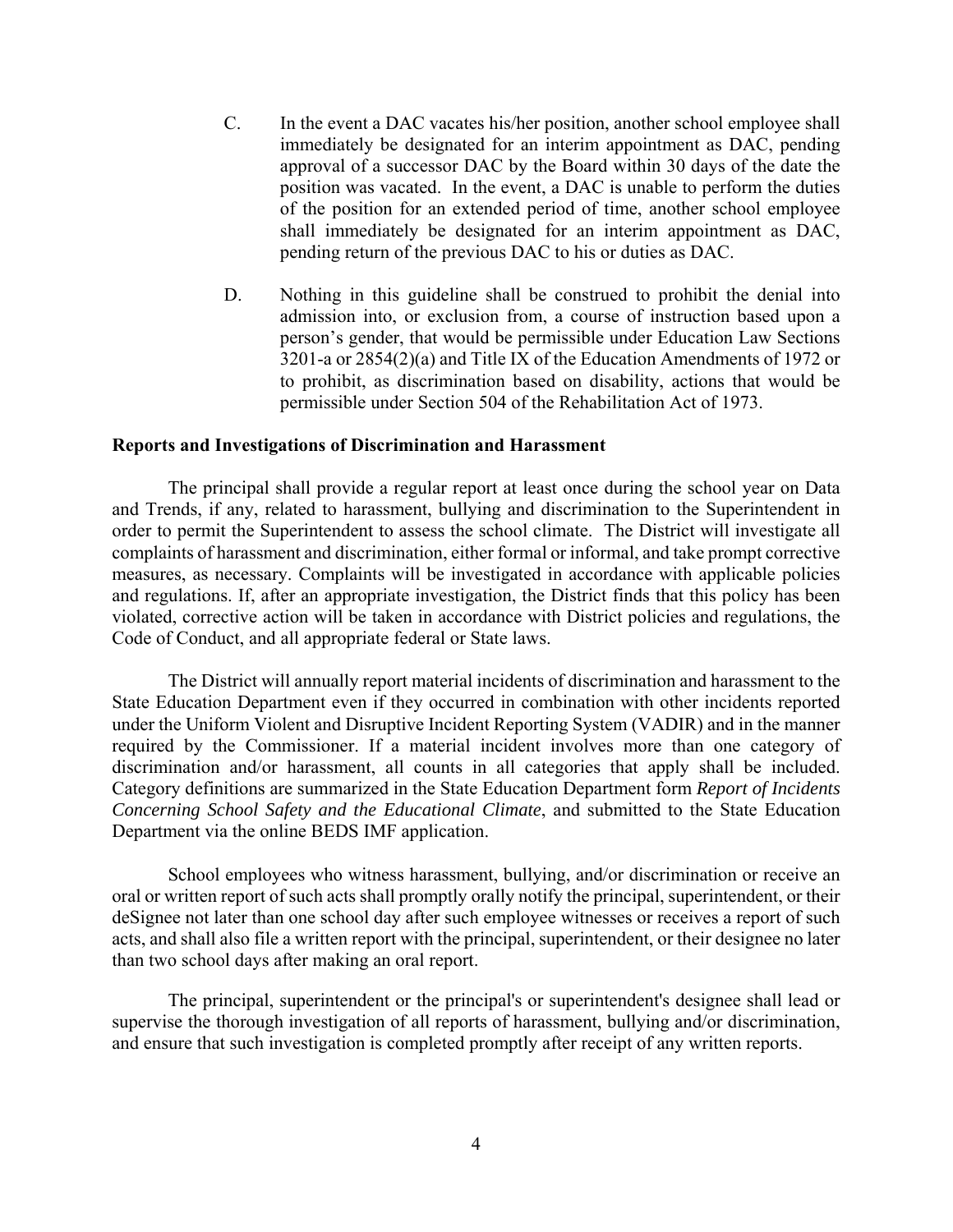C. In the event a DAC vacates his/her position, another school employee shall immediately be designated for an interim appointment as DAC, pending approval of a successor DAC by the Board within 30 days of the date the position was vacated. In the event, a DAC is unable to perform the duties of the position for an extended period of time, another school employee shall immediately be designated for an interim appointment as DAC, pending return of the previous DAC to his or duties as DAC.

D. Nothing in this guideline shall be construed to prohibit the denial into admission into, or exclusion from, a course of instruction based upon a person's gender, that would be permissible under Education Law Sections 3201-a or 2854(2)(a) and Title IX of the Education Amendments of 1972 or to prohibit, as discrimination based on disability, actions that would be permissible under Section 504 of the Rehabilitation Act of 1973.

**Reports and Investigations of Discrimination and Harassment**

The principal shall provide a regular report at least once during the school year on Data and Trends, if any, related to harassment, bullying and discrimination to the Superintendent in order to permit the Superintendent to assess the school climate. The District will investigate all complaints of harassment and discrimination, either formal or informal, and take prompt corrective measures, as necessary. Complaints will be investigated in accordance with applicable policies and regulations. If, after an appropriate investigation, the District finds that this policy has been violated, corrective action will be taken in accordance with District policies and regulations, the Code of Conduct, and all appropriate federal or State laws.

The District will annually report material incidents of discrimination and harassment to the State Education Department even if they occurred in combination with other incidents reported under the Uniform Violent and Disruptive Incident Reporting System (VADIR) and in the manner required by the Commissioner. If a material incident involves more than one category of discrimination and/or harassment, all counts in all categories that apply shall be included. Category definitions are summarized in the State Education Department form *Report of Incidents Concerning School Safety and the Educational Climate*, and submitted to the State Education Department via the online BEDS IMF application.

School employees who witness harassment, bullying, and/or discrimination or receive an oral or written report of such acts shall promptly orally notify the principal, superintendent, or their deSignee not later than one school day after such employee witnesses or receives a report of such acts, and shall also file a written report with the principal, superintendent, or their designee no later than two school days after making an oral report.

The principal, superintendent or the principal's or superintendent's designee shall lead or supervise the thorough investigation of all reports of harassment, bullying and/or discrimination, and ensure that such investigation is completed promptly after receipt of any written reports.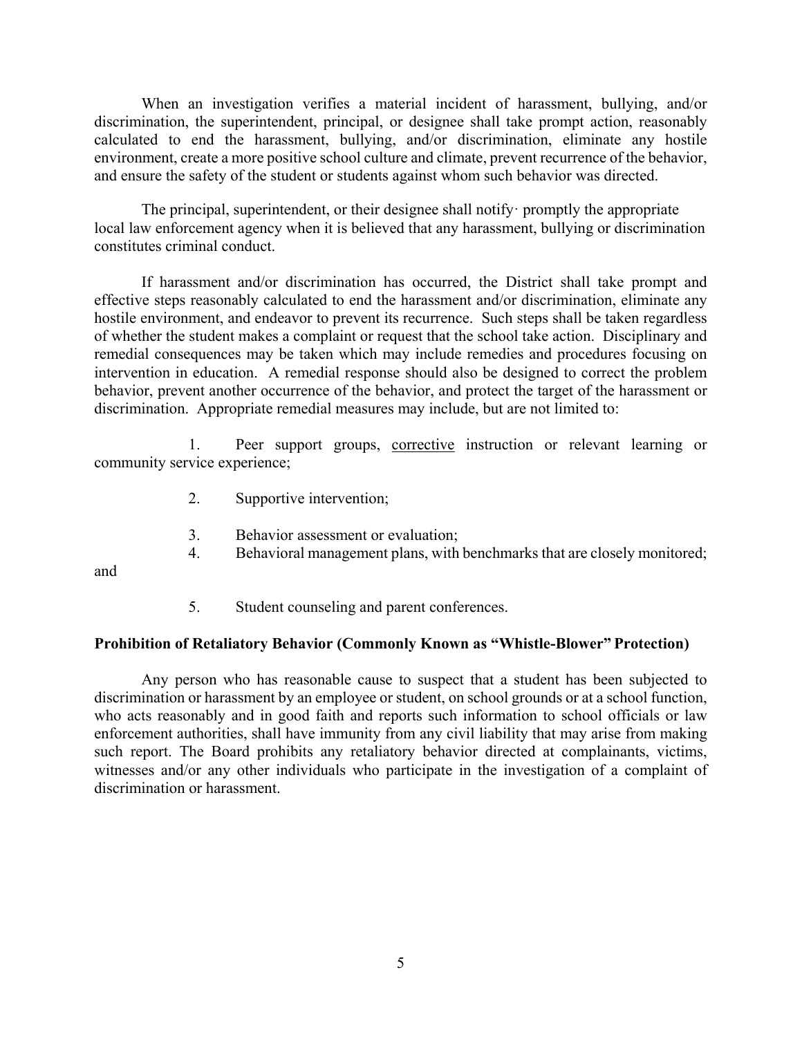When an investigation verifies a material incident of harassment, bullying, and/or discrimination, the superintendent, principal, or designee shall take prompt action, reasonably calculated to end the harassment, bullying, and/or discrimination, eliminate any hostile environment, create a more positive school culture and climate, prevent recurrence of the behavior, and ensure the safety of the student or students against whom such behavior was directed.

The principal, superintendent, or their designee shall notify· promptly the appropriate local law enforcement agency when it is believed that any harassment, bullying or discrimination constitutes criminal conduct.

If harassment and/or discrimination has occurred, the District shall take prompt and effective steps reasonably calculated to end the harassment and/or discrimination, eliminate any hostile environment, and endeavor to prevent its recurrence. Such steps shall be taken regardless of whether the student makes a complaint or request that the school take action. Disciplinary and remedial consequences may be taken which may include remedies and procedures focusing on intervention in education. A remedial response should also be designed to correct the problem behavior, prevent another occurrence of the behavior, and protect the target of the harassment or discrimination. Appropriate remedial measures may include, but are not limited to:

1. Peer support groups, <u>corrective</u> instruction or relevant learning or community service experience;
2. Supportive intervention;
3. Behavior assessment or evaluation;
4. Behavioral management plans, with benchmarks that are closely monitored; and
5. Student counseling and parent conferences.

**Prohibition of Retaliatory Behavior (Commonly Known as "Whistle-Blower" Protection)**

Any person who has reasonable cause to suspect that a student has been subjected to discrimination or harassment by an employee or student, on school grounds or at a school function, who acts reasonably and in good faith and reports such information to school officials or law enforcement authorities, shall have immunity from any civil liability that may arise from making such report. The Board prohibits any retaliatory behavior directed at complainants, victims, witnesses and/or any other individuals who participate in the investigation of a complaint of discrimination or harassment.